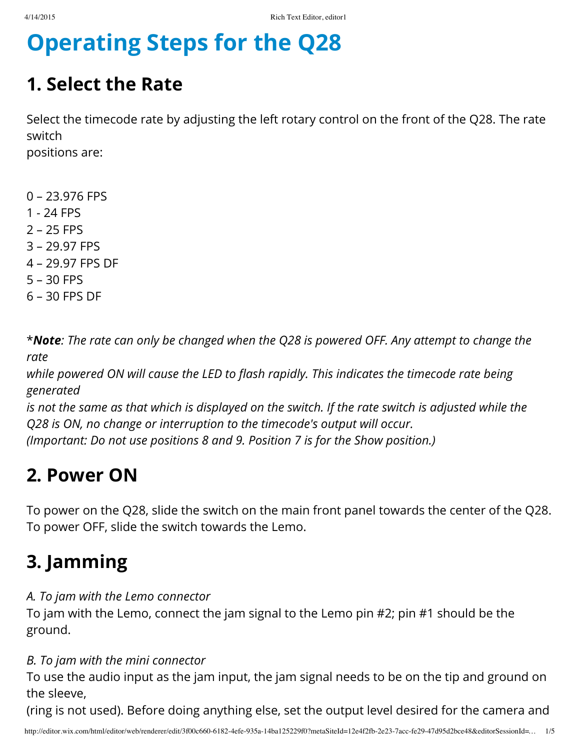# Operating Steps for the Q28

## 1. Select the Rate

Select the timecode rate by adjusting the left rotary control on the front of the Q28. The rate switch positions are:

0 – 23.976 FPS
1 - 24 FPS
2 – 25 FPS
3 – 29.97 FPS
4 – 29.97 FPS DF
5 – 30 FPS
6 – 30 FPS DF

**Note*: The rate can only be changed when the Q28 is powered OFF. Any attempt to change the rate while powered ON will cause the LED to flash rapidly. This indicates the timecode rate being generated is not the same as that which is displayed on the switch. If the rate switch is adjusted while the Q28 is ON, no change or interruption to the timecode's output will occur.
(Important: Do not use positions 8 and 9. Position 7 is for the Show position.)*

## 2. Power ON

To power on the Q28, slide the switch on the main front panel towards the center of the Q28. To power OFF, slide the switch towards the Lemo.

## 3. Jamming

*A. To jam with the Lemo connector*
To jam with the Lemo, connect the jam signal to the Lemo pin #2; pin #1 should be the ground.

*B. To jam with the mini connector*
To use the audio input as the jam input, the jam signal needs to be on the tip and ground on the sleeve, (ring is not used). Before doing anything else, set the output level desired for the camera and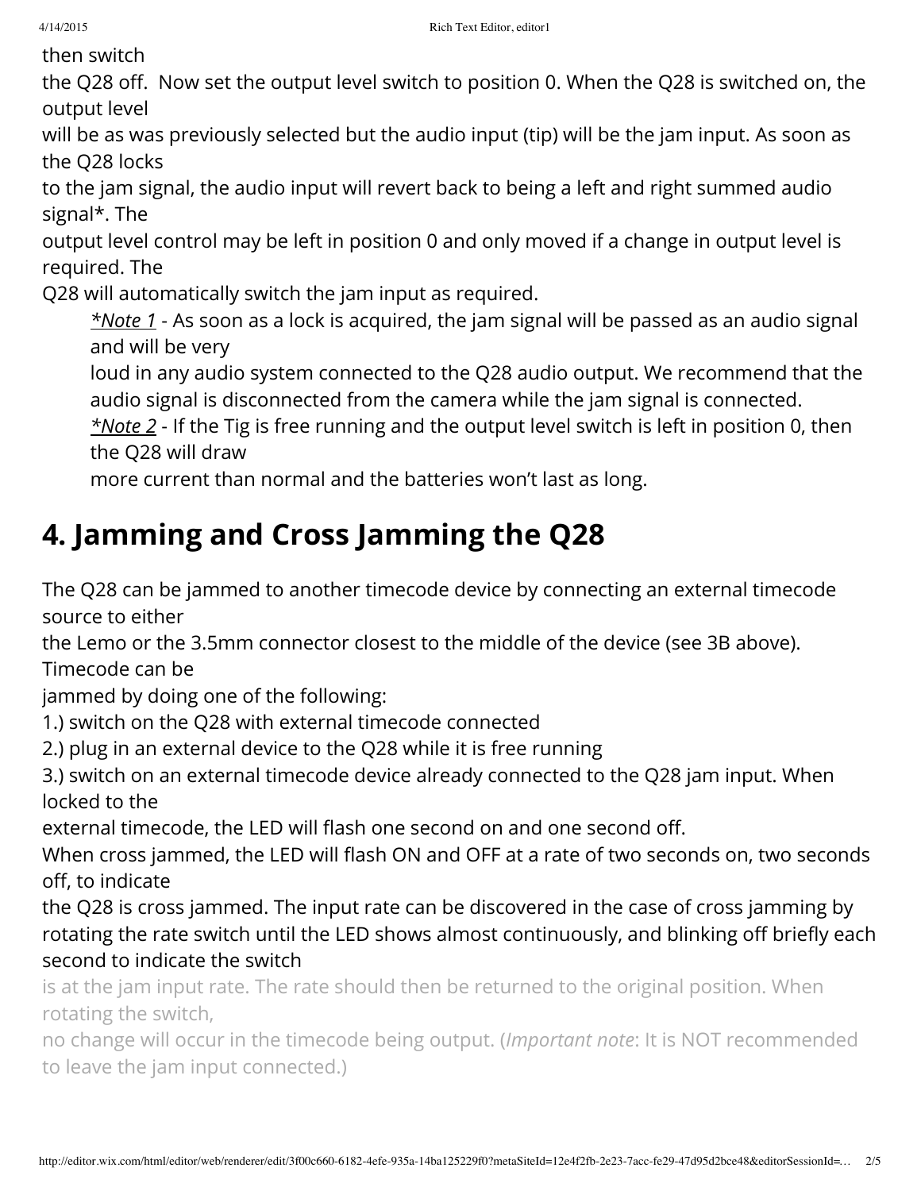then switch the Q28 off.  Now set the output level switch to position 0. When the Q28 is switched on, the output level will be as was previously selected but the audio input (tip) will be the jam input. As soon as the Q28 locks to the jam signal, the audio input will revert back to being a left and right summed audio signal*. The output level control may be left in position 0 and only moved if a change in output level is required. The Q28 will automatically switch the jam input as required.

> *_\*Note 1_* - As soon as a lock is acquired, the jam signal will be passed as an audio signal and will be very loud in any audio system connected to the Q28 audio output. We recommend that the audio signal is disconnected from the camera while the jam signal is connected.
>
> *_\*Note 2_* - If the Tig is free running and the output level switch is left in position 0, then the Q28 will draw more current than normal and the batteries won't last as long.

# 4. Jamming and Cross Jamming the Q28

The Q28 can be jammed to another timecode device by connecting an external timecode source to either the Lemo or the 3.5mm connector closest to the middle of the device (see 3B above). Timecode can be jammed by doing one of the following:

1.) switch on the Q28 with external timecode connected
2.) plug in an external device to the Q28 while it is free running
3.) switch on an external timecode device already connected to the Q28 jam input. When locked to the external timecode, the LED will flash one second on and one second off.

When cross jammed, the LED will flash ON and OFF at a rate of two seconds on, two seconds off, to indicate the Q28 is cross jammed. The input rate can be discovered in the case of cross jamming by rotating the rate switch until the LED shows almost continuously, and blinking off briefly each second to indicate the switch is at the jam input rate. The rate should then be returned to the original position. When rotating the switch, no change will occur in the timecode being output. (*Important note*: It is NOT recommended to leave the jam input connected.)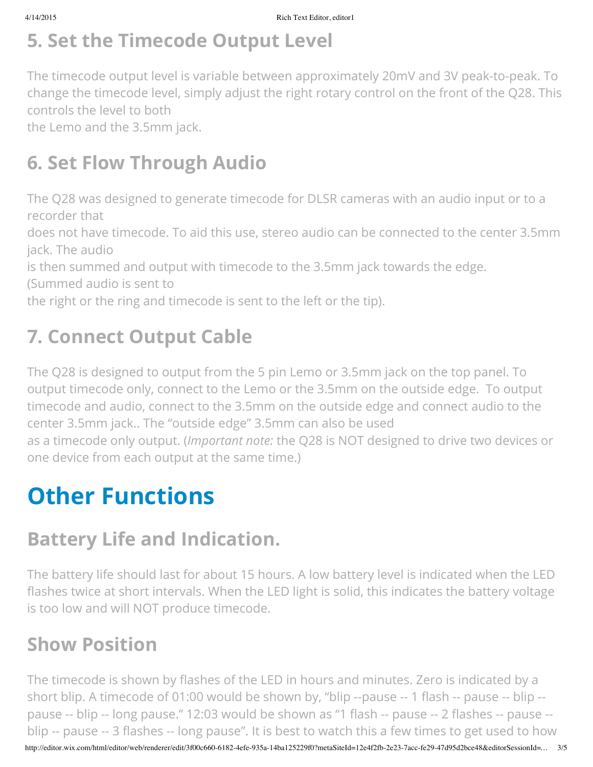## 5. Set the Timecode Output Level

The timecode output level is variable between approximately 20mV and 3V peak-to-peak. To change the timecode level, simply adjust the right rotary control on the front of the Q28. This controls the level to both
the Lemo and the 3.5mm jack.

## 6. Set Flow Through Audio

The Q28 was designed to generate timecode for DLSR cameras with an audio input or to a recorder that
does not have timecode. To aid this use, stereo audio can be connected to the center 3.5mm jack. The audio
is then summed and output with timecode to the 3.5mm jack towards the edge.
(Summed audio is sent to
the right or the ring and timecode is sent to the left or the tip).

## 7. Connect Output Cable

The Q28 is designed to output from the 5 pin Lemo or 3.5mm jack on the top panel. To output timecode only, connect to the Lemo or the 3.5mm on the outside edge. To output timecode and audio, connect to the 3.5mm on the outside edge and connect audio to the center 3.5mm jack.. The "outside edge" 3.5mm can also be used
as a timecode only output. (*Important note:* the Q28 is NOT designed to drive two devices or one device from each output at the same time.)

# Other Functions

## Battery Life and Indication.

The battery life should last for about 15 hours. A low battery level is indicated when the LED flashes twice at short intervals. When the LED light is solid, this indicates the battery voltage is too low and will NOT produce timecode.

## Show Position

The timecode is shown by flashes of the LED in hours and minutes. Zero is indicated by a short blip. A timecode of 01:00 would be shown by, "blip --pause -- 1 flash -- pause -- blip -- pause -- blip -- long pause." 12:03 would be shown as "1 flash -- pause -- 2 flashes -- pause -- blip -- pause -- 3 flashes -- long pause". It is best to watch this a few times to get used to how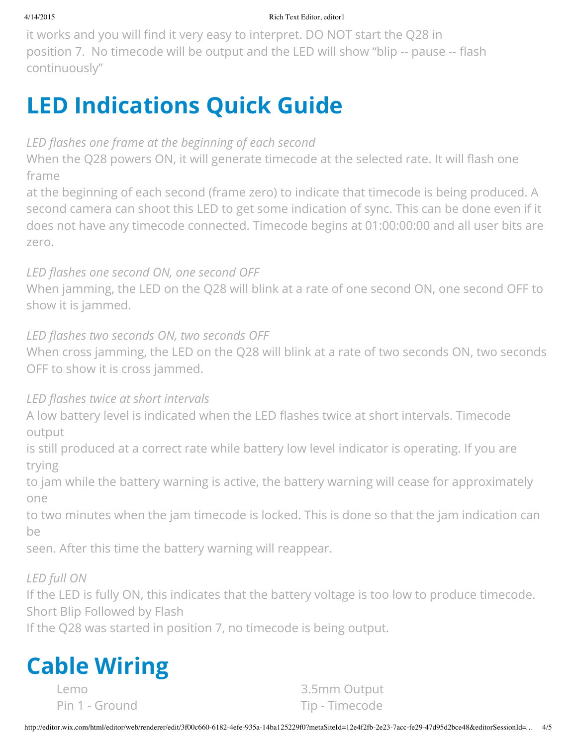it works and you will find it very easy to interpret. DO NOT start the Q28 in position 7.  No timecode will be output and the LED will show "blip -- pause -- flash continuously"

# LED Indications Quick Guide

*LED flashes one frame at the beginning of each second*

When the Q28 powers ON, it will generate timecode at the selected rate. It will flash one frame at the beginning of each second (frame zero) to indicate that timecode is being produced. A second camera can shoot this LED to get some indication of sync. This can be done even if it does not have any timecode connected. Timecode begins at 01:00:00:00 and all user bits are zero.

*LED flashes one second ON, one second OFF*

When jamming, the LED on the Q28 will blink at a rate of one second ON, one second OFF to show it is jammed.

*LED flashes two seconds ON, two seconds OFF*

When cross jamming, the LED on the Q28 will blink at a rate of two seconds ON, two seconds OFF to show it is cross jammed.

*LED flashes twice at short intervals*

A low battery level is indicated when the LED flashes twice at short intervals. Timecode output is still produced at a correct rate while battery low level indicator is operating. If you are trying to jam while the battery warning is active, the battery warning will cease for approximately one to two minutes when the jam timecode is locked. This is done so that the jam indication can be seen. After this time the battery warning will reappear.

*LED full ON*

If the LED is fully ON, this indicates that the battery voltage is too low to produce timecode.

Short Blip Followed by Flash

If the Q28 was started in position 7, no timecode is being output.

# Cable Wiring

| Lemo | 3.5mm Output |
|---|---|
| Pin 1 - Ground | Tip - Timecode |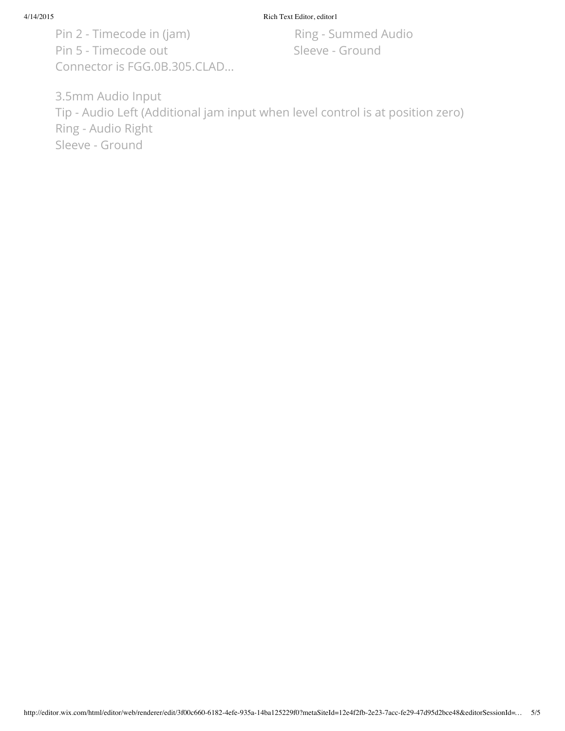Pin 2 - Timecode in (jam)
Pin 5 - Timecode out
Connector is FGG.0B.305.CLAD...

Ring - Summed Audio
Sleeve - Ground

3.5mm Audio Input
Tip - Audio Left (Additional jam input when level control is at position zero)
Ring - Audio Right
Sleeve - Ground